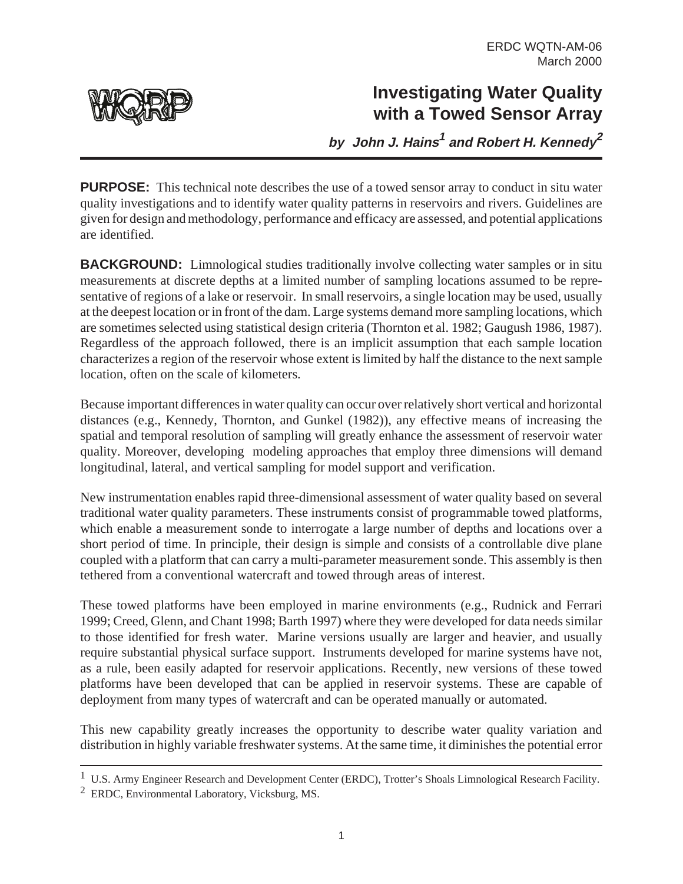ERDC WQTN-AM-06
March 2000

WQRP

# Investigating Water Quality with a Towed Sensor Array

***by John J. Hains[1] and Robert H. Kennedy[2]***

**PURPOSE:** This technical note describes the use of a towed sensor array to conduct in situ water quality investigations and to identify water quality patterns in reservoirs and rivers. Guidelines are given for design and methodology, performance and efficacy are assessed, and potential applications are identified.

**BACKGROUND:** Limnological studies traditionally involve collecting water samples or in situ measurements at discrete depths at a limited number of sampling locations assumed to be representative of regions of a lake or reservoir. In small reservoirs, a single location may be used, usually at the deepest location or in front of the dam. Large systems demand more sampling locations, which are sometimes selected using statistical design criteria (Thornton et al. 1982; Gaugush 1986, 1987). Regardless of the approach followed, there is an implicit assumption that each sample location characterizes a region of the reservoir whose extent is limited by half the distance to the next sample location, often on the scale of kilometers.

Because important differences in water quality can occur over relatively short vertical and horizontal distances (e.g., Kennedy, Thornton, and Gunkel (1982)), any effective means of increasing the spatial and temporal resolution of sampling will greatly enhance the assessment of reservoir water quality. Moreover, developing modeling approaches that employ three dimensions will demand longitudinal, lateral, and vertical sampling for model support and verification.

New instrumentation enables rapid three-dimensional assessment of water quality based on several traditional water quality parameters. These instruments consist of programmable towed platforms, which enable a measurement sonde to interrogate a large number of depths and locations over a short period of time. In principle, their design is simple and consists of a controllable dive plane coupled with a platform that can carry a multi-parameter measurement sonde. This assembly is then tethered from a conventional watercraft and towed through areas of interest.

These towed platforms have been employed in marine environments (e.g., Rudnick and Ferrari 1999; Creed, Glenn, and Chant 1998; Barth 1997) where they were developed for data needs similar to those identified for fresh water. Marine versions usually are larger and heavier, and usually require substantial physical surface support. Instruments developed for marine systems have not, as a rule, been easily adapted for reservoir applications. Recently, new versions of these towed platforms have been developed that can be applied in reservoir systems. These are capable of deployment from many types of watercraft and can be operated manually or automated.

This new capability greatly increases the opportunity to describe water quality variation and distribution in highly variable freshwater systems. At the same time, it diminishes the potential error

---

[1] U.S. Army Engineer Research and Development Center (ERDC), Trotter's Shoals Limnological Research Facility.

[2] ERDC, Environmental Laboratory, Vicksburg, MS.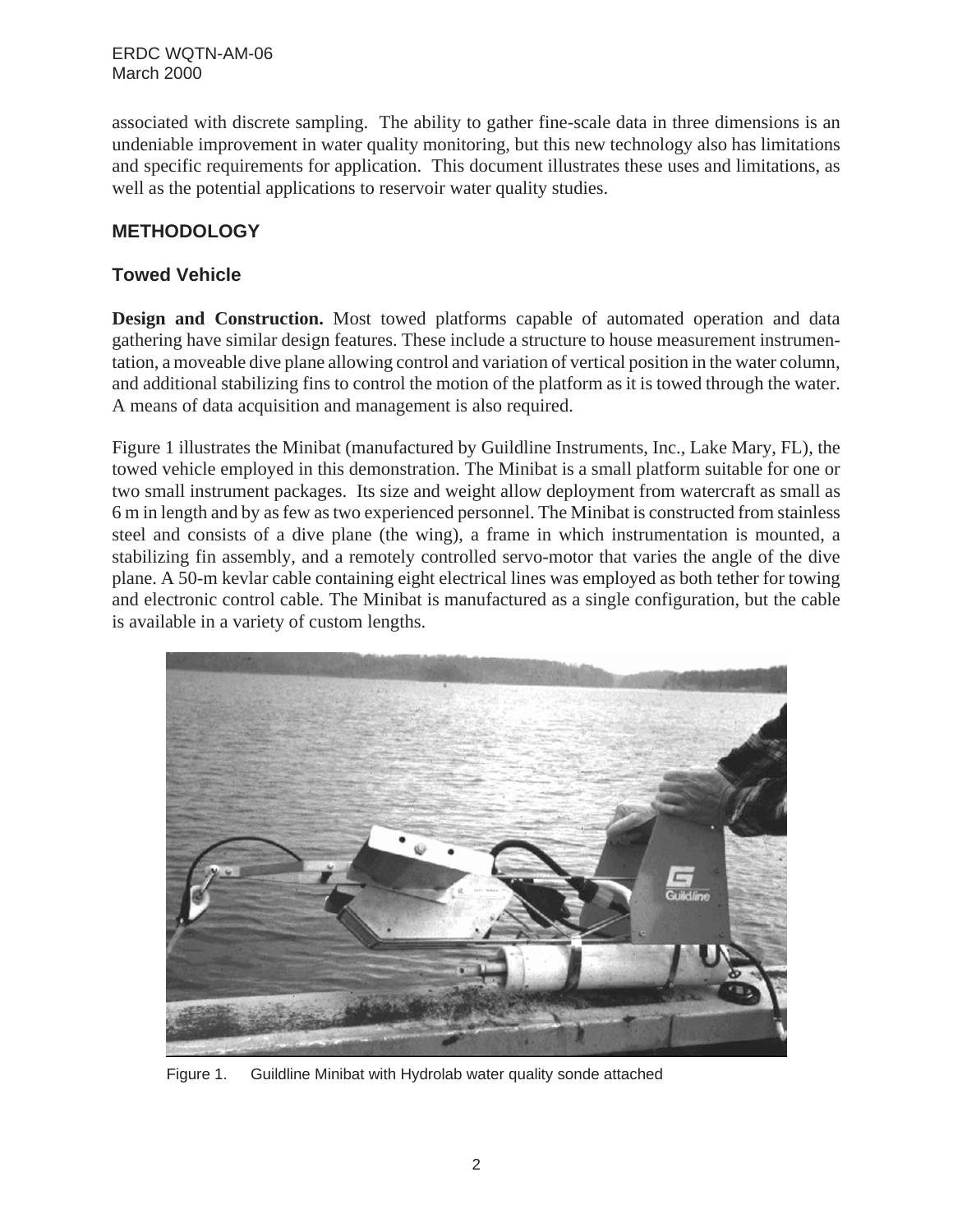associated with discrete sampling. The ability to gather fine-scale data in three dimensions is an undeniable improvement in water quality monitoring, but this new technology also has limitations and specific requirements for application. This document illustrates these uses and limitations, as well as the potential applications to reservoir water quality studies.

## METHODOLOGY

### Towed Vehicle

**Design and Construction.** Most towed platforms capable of automated operation and data gathering have similar design features. These include a structure to house measurement instrumentation, a moveable dive plane allowing control and variation of vertical position in the water column, and additional stabilizing fins to control the motion of the platform as it is towed through the water. A means of data acquisition and management is also required.

Figure 1 illustrates the Minibat (manufactured by Guildline Instruments, Inc., Lake Mary, FL), the towed vehicle employed in this demonstration. The Minibat is a small platform suitable for one or two small instrument packages. Its size and weight allow deployment from watercraft as small as 6 m in length and by as few as two experienced personnel. The Minibat is constructed from stainless steel and consists of a dive plane (the wing), a frame in which instrumentation is mounted, a stabilizing fin assembly, and a remotely controlled servo-motor that varies the angle of the dive plane. A 50-m kevlar cable containing eight electrical lines was employed as both tether for towing and electronic control cable. The Minibat is manufactured as a single configuration, but the cable is available in a variety of custom lengths.

Figure 1. Guildline Minibat with Hydrolab water quality sonde attached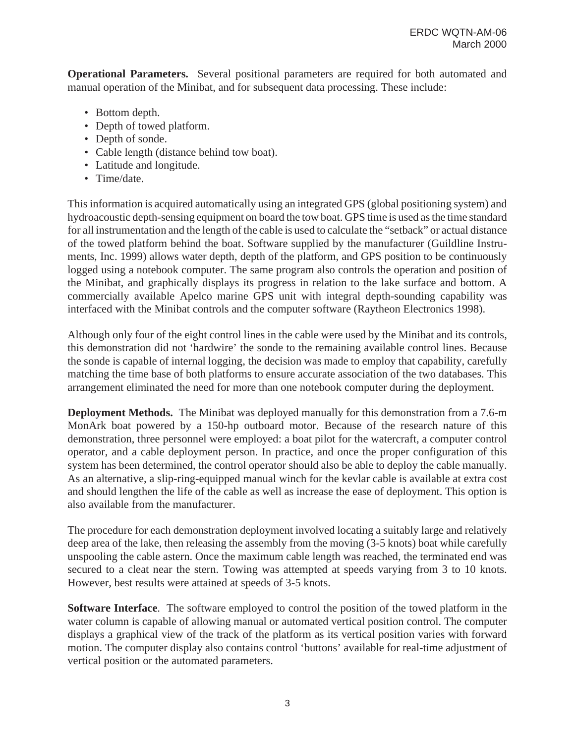**Operational Parameters.** Several positional parameters are required for both automated and manual operation of the Minibat, and for subsequent data processing. These include:

- Bottom depth.
- Depth of towed platform.
- Depth of sonde.
- Cable length (distance behind tow boat).
- Latitude and longitude.
- Time/date.

This information is acquired automatically using an integrated GPS (global positioning system) and hydroacoustic depth-sensing equipment on board the tow boat. GPS time is used as the time standard for all instrumentation and the length of the cable is used to calculate the "setback" or actual distance of the towed platform behind the boat. Software supplied by the manufacturer (Guildline Instruments, Inc. 1999) allows water depth, depth of the platform, and GPS position to be continuously logged using a notebook computer. The same program also controls the operation and position of the Minibat, and graphically displays its progress in relation to the lake surface and bottom. A commercially available Apelco marine GPS unit with integral depth-sounding capability was interfaced with the Minibat controls and the computer software (Raytheon Electronics 1998).

Although only four of the eight control lines in the cable were used by the Minibat and its controls, this demonstration did not 'hardwire' the sonde to the remaining available control lines. Because the sonde is capable of internal logging, the decision was made to employ that capability, carefully matching the time base of both platforms to ensure accurate association of the two databases. This arrangement eliminated the need for more than one notebook computer during the deployment.

**Deployment Methods.** The Minibat was deployed manually for this demonstration from a 7.6-m MonArk boat powered by a 150-hp outboard motor. Because of the research nature of this demonstration, three personnel were employed: a boat pilot for the watercraft, a computer control operator, and a cable deployment person. In practice, and once the proper configuration of this system has been determined, the control operator should also be able to deploy the cable manually. As an alternative, a slip-ring-equipped manual winch for the kevlar cable is available at extra cost and should lengthen the life of the cable as well as increase the ease of deployment. This option is also available from the manufacturer.

The procedure for each demonstration deployment involved locating a suitably large and relatively deep area of the lake, then releasing the assembly from the moving (3-5 knots) boat while carefully unspooling the cable astern. Once the maximum cable length was reached, the terminated end was secured to a cleat near the stern. Towing was attempted at speeds varying from 3 to 10 knots. However, best results were attained at speeds of 3-5 knots.

**Software Interface**. The software employed to control the position of the towed platform in the water column is capable of allowing manual or automated vertical position control. The computer displays a graphical view of the track of the platform as its vertical position varies with forward motion. The computer display also contains control 'buttons' available for real-time adjustment of vertical position or the automated parameters.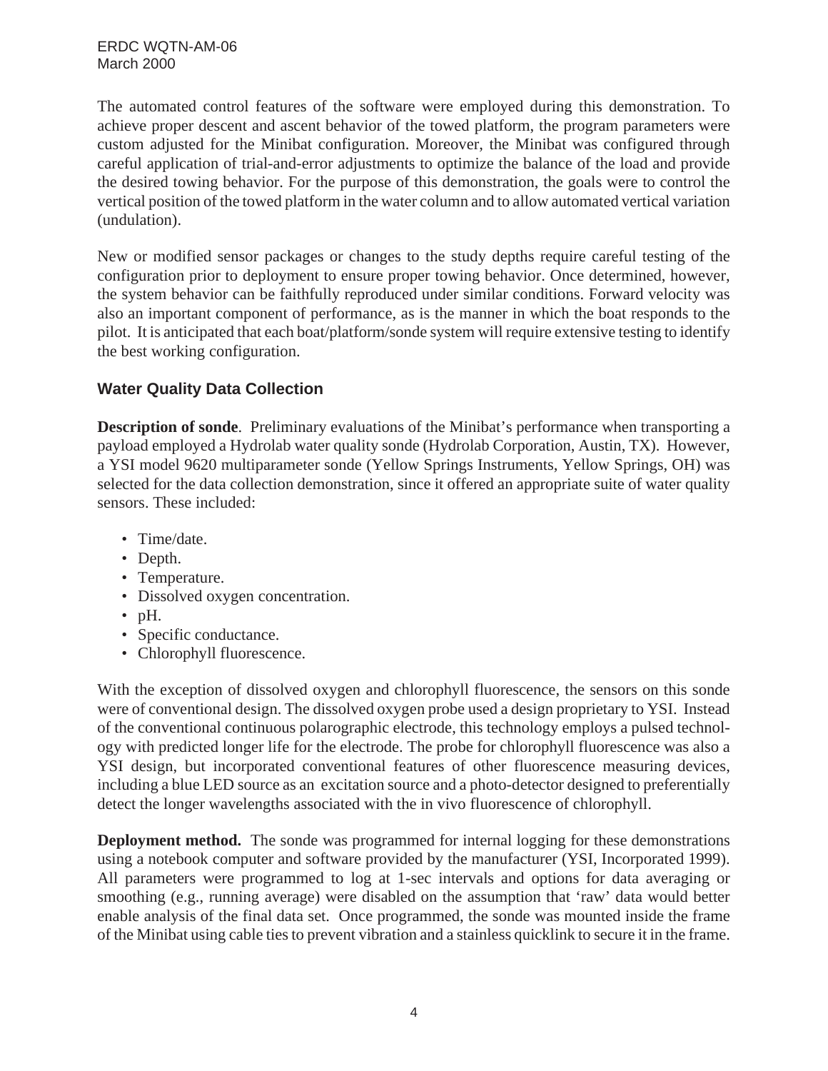The automated control features of the software were employed during this demonstration. To achieve proper descent and ascent behavior of the towed platform, the program parameters were custom adjusted for the Minibat configuration. Moreover, the Minibat was configured through careful application of trial-and-error adjustments to optimize the balance of the load and provide the desired towing behavior. For the purpose of this demonstration, the goals were to control the vertical position of the towed platform in the water column and to allow automated vertical variation (undulation).

New or modified sensor packages or changes to the study depths require careful testing of the configuration prior to deployment to ensure proper towing behavior. Once determined, however, the system behavior can be faithfully reproduced under similar conditions. Forward velocity was also an important component of performance, as is the manner in which the boat responds to the pilot. It is anticipated that each boat/platform/sonde system will require extensive testing to identify the best working configuration.

## Water Quality Data Collection

**Description of sonde**. Preliminary evaluations of the Minibat's performance when transporting a payload employed a Hydrolab water quality sonde (Hydrolab Corporation, Austin, TX). However, a YSI model 9620 multiparameter sonde (Yellow Springs Instruments, Yellow Springs, OH) was selected for the data collection demonstration, since it offered an appropriate suite of water quality sensors. These included:

- Time/date.
- Depth.
- Temperature.
- Dissolved oxygen concentration.
- pH.
- Specific conductance.
- Chlorophyll fluorescence.

With the exception of dissolved oxygen and chlorophyll fluorescence, the sensors on this sonde were of conventional design. The dissolved oxygen probe used a design proprietary to YSI. Instead of the conventional continuous polarographic electrode, this technology employs a pulsed technology with predicted longer life for the electrode. The probe for chlorophyll fluorescence was also a YSI design, but incorporated conventional features of other fluorescence measuring devices, including a blue LED source as an excitation source and a photo-detector designed to preferentially detect the longer wavelengths associated with the in vivo fluorescence of chlorophyll.

**Deployment method.** The sonde was programmed for internal logging for these demonstrations using a notebook computer and software provided by the manufacturer (YSI, Incorporated 1999). All parameters were programmed to log at 1-sec intervals and options for data averaging or smoothing (e.g., running average) were disabled on the assumption that 'raw' data would better enable analysis of the final data set. Once programmed, the sonde was mounted inside the frame of the Minibat using cable ties to prevent vibration and a stainless quicklink to secure it in the frame.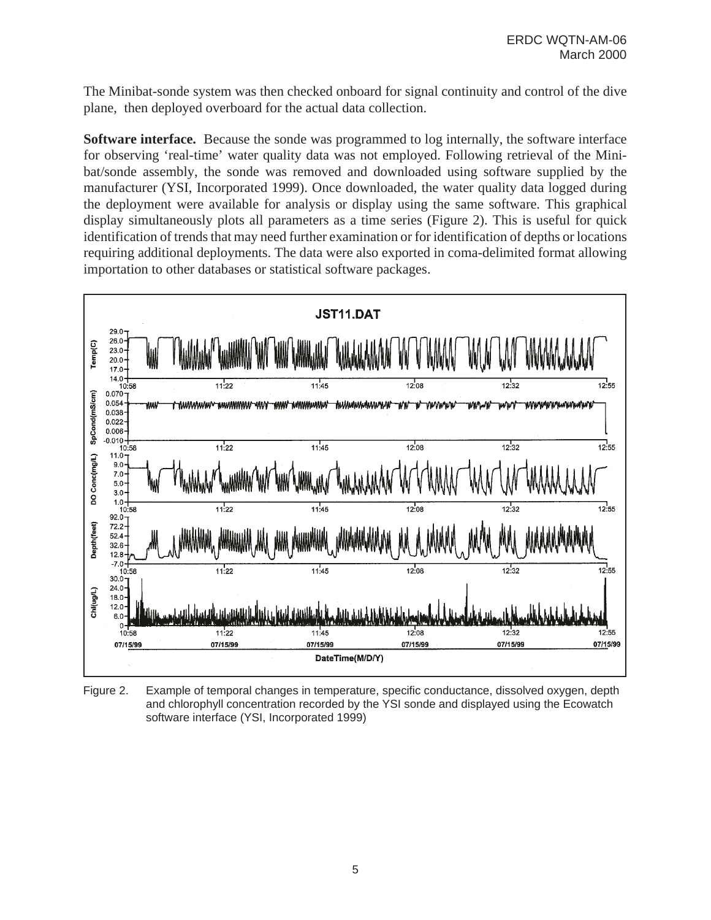The Minibat-sonde system was then checked onboard for signal continuity and control of the dive plane, then deployed overboard for the actual data collection.

**Software interface.** Because the sonde was programmed to log internally, the software interface for observing 'real-time' water quality data was not employed. Following retrieval of the Minibat/sonde assembly, the sonde was removed and downloaded using software supplied by the manufacturer (YSI, Incorporated 1999). Once downloaded, the water quality data logged during the deployment were available for analysis or display using the same software. This graphical display simultaneously plots all parameters as a time series (Figure 2). This is useful for quick identification of trends that may need further examination or for identification of depths or locations requiring additional deployments. The data were also exported in coma-delimited format allowing importation to other databases or statistical software packages.

Figure 2. Example of temporal changes in temperature, specific conductance, dissolved oxygen, depth and chlorophyll concentration recorded by the YSI sonde and displayed using the Ecowatch software interface (YSI, Incorporated 1999)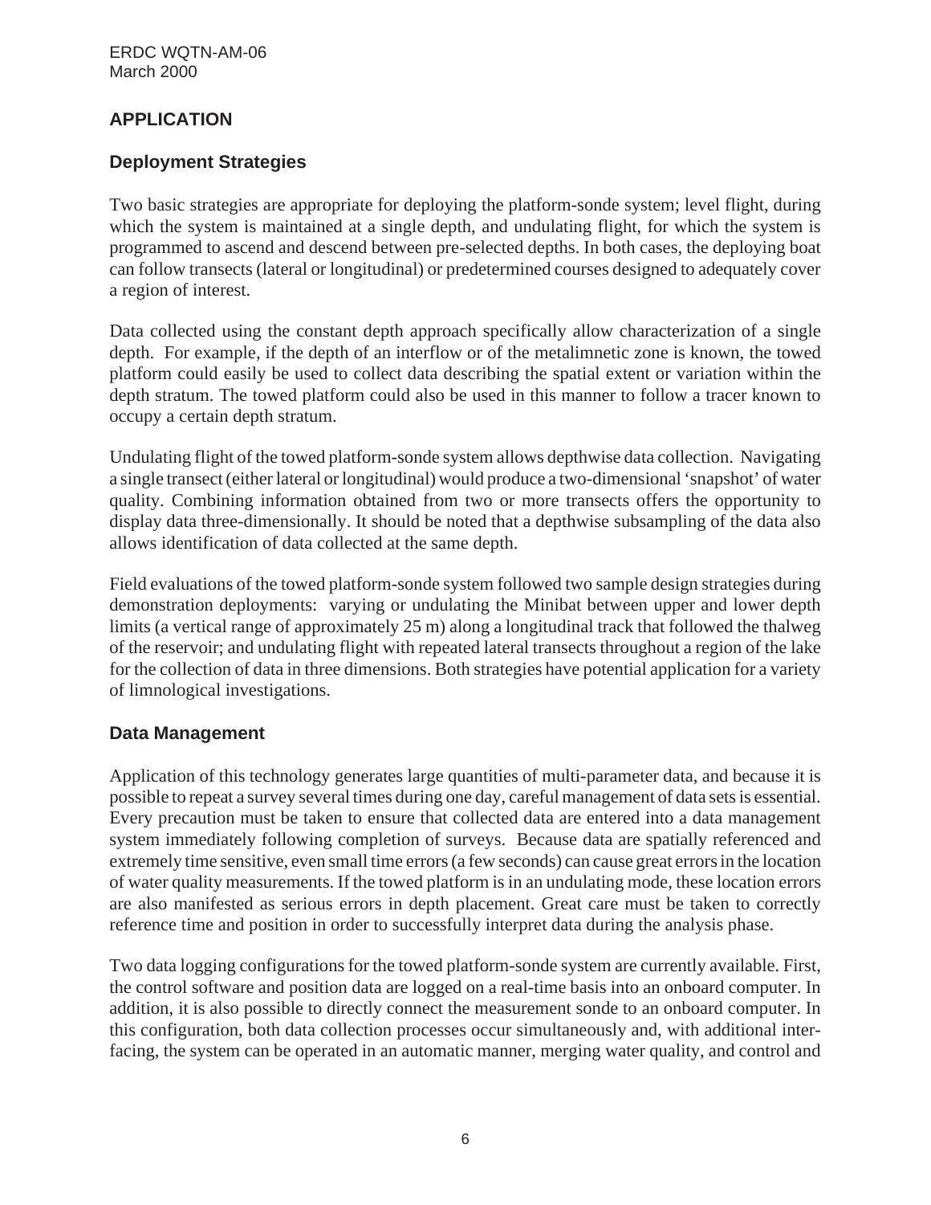## APPLICATION

### Deployment Strategies

Two basic strategies are appropriate for deploying the platform-sonde system; level flight, during which the system is maintained at a single depth, and undulating flight, for which the system is programmed to ascend and descend between pre-selected depths. In both cases, the deploying boat can follow transects (lateral or longitudinal) or predetermined courses designed to adequately cover a region of interest.

Data collected using the constant depth approach specifically allow characterization of a single depth. For example, if the depth of an interflow or of the metalimnetic zone is known, the towed platform could easily be used to collect data describing the spatial extent or variation within the depth stratum. The towed platform could also be used in this manner to follow a tracer known to occupy a certain depth stratum.

Undulating flight of the towed platform-sonde system allows depthwise data collection. Navigating a single transect (either lateral or longitudinal) would produce a two-dimensional 'snapshot' of water quality. Combining information obtained from two or more transects offers the opportunity to display data three-dimensionally. It should be noted that a depthwise subsampling of the data also allows identification of data collected at the same depth.

Field evaluations of the towed platform-sonde system followed two sample design strategies during demonstration deployments: varying or undulating the Minibat between upper and lower depth limits (a vertical range of approximately 25 m) along a longitudinal track that followed the thalweg of the reservoir; and undulating flight with repeated lateral transects throughout a region of the lake for the collection of data in three dimensions. Both strategies have potential application for a variety of limnological investigations.

### Data Management

Application of this technology generates large quantities of multi-parameter data, and because it is possible to repeat a survey several times during one day, careful management of data sets is essential. Every precaution must be taken to ensure that collected data are entered into a data management system immediately following completion of surveys. Because data are spatially referenced and extremely time sensitive, even small time errors (a few seconds) can cause great errors in the location of water quality measurements. If the towed platform is in an undulating mode, these location errors are also manifested as serious errors in depth placement. Great care must be taken to correctly reference time and position in order to successfully interpret data during the analysis phase.

Two data logging configurations for the towed platform-sonde system are currently available. First, the control software and position data are logged on a real-time basis into an onboard computer. In addition, it is also possible to directly connect the measurement sonde to an onboard computer. In this configuration, both data collection processes occur simultaneously and, with additional interfacing, the system can be operated in an automatic manner, merging water quality, and control and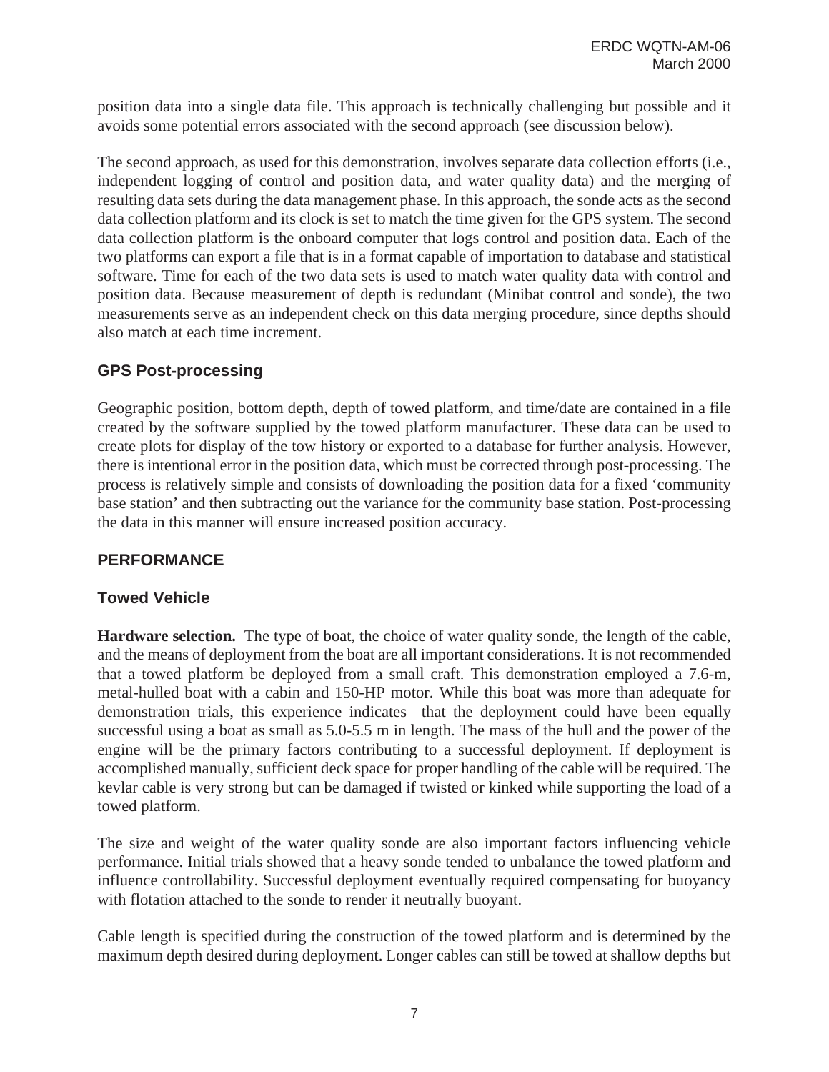position data into a single data file. This approach is technically challenging but possible and it avoids some potential errors associated with the second approach (see discussion below).

The second approach, as used for this demonstration, involves separate data collection efforts (i.e., independent logging of control and position data, and water quality data) and the merging of resulting data sets during the data management phase. In this approach, the sonde acts as the second data collection platform and its clock is set to match the time given for the GPS system. The second data collection platform is the onboard computer that logs control and position data. Each of the two platforms can export a file that is in a format capable of importation to database and statistical software. Time for each of the two data sets is used to match water quality data with control and position data. Because measurement of depth is redundant (Minibat control and sonde), the two measurements serve as an independent check on this data merging procedure, since depths should also match at each time increment.

### GPS Post-processing

Geographic position, bottom depth, depth of towed platform, and time/date are contained in a file created by the software supplied by the towed platform manufacturer. These data can be used to create plots for display of the tow history or exported to a database for further analysis. However, there is intentional error in the position data, which must be corrected through post-processing. The process is relatively simple and consists of downloading the position data for a fixed 'community base station' and then subtracting out the variance for the community base station. Post-processing the data in this manner will ensure increased position accuracy.

## PERFORMANCE

### Towed Vehicle

**Hardware selection.** The type of boat, the choice of water quality sonde, the length of the cable, and the means of deployment from the boat are all important considerations. It is not recommended that a towed platform be deployed from a small craft. This demonstration employed a 7.6-m, metal-hulled boat with a cabin and 150-HP motor. While this boat was more than adequate for demonstration trials, this experience indicates that the deployment could have been equally successful using a boat as small as 5.0-5.5 m in length. The mass of the hull and the power of the engine will be the primary factors contributing to a successful deployment. If deployment is accomplished manually, sufficient deck space for proper handling of the cable will be required. The kevlar cable is very strong but can be damaged if twisted or kinked while supporting the load of a towed platform.

The size and weight of the water quality sonde are also important factors influencing vehicle performance. Initial trials showed that a heavy sonde tended to unbalance the towed platform and influence controllability. Successful deployment eventually required compensating for buoyancy with flotation attached to the sonde to render it neutrally buoyant.

Cable length is specified during the construction of the towed platform and is determined by the maximum depth desired during deployment. Longer cables can still be towed at shallow depths but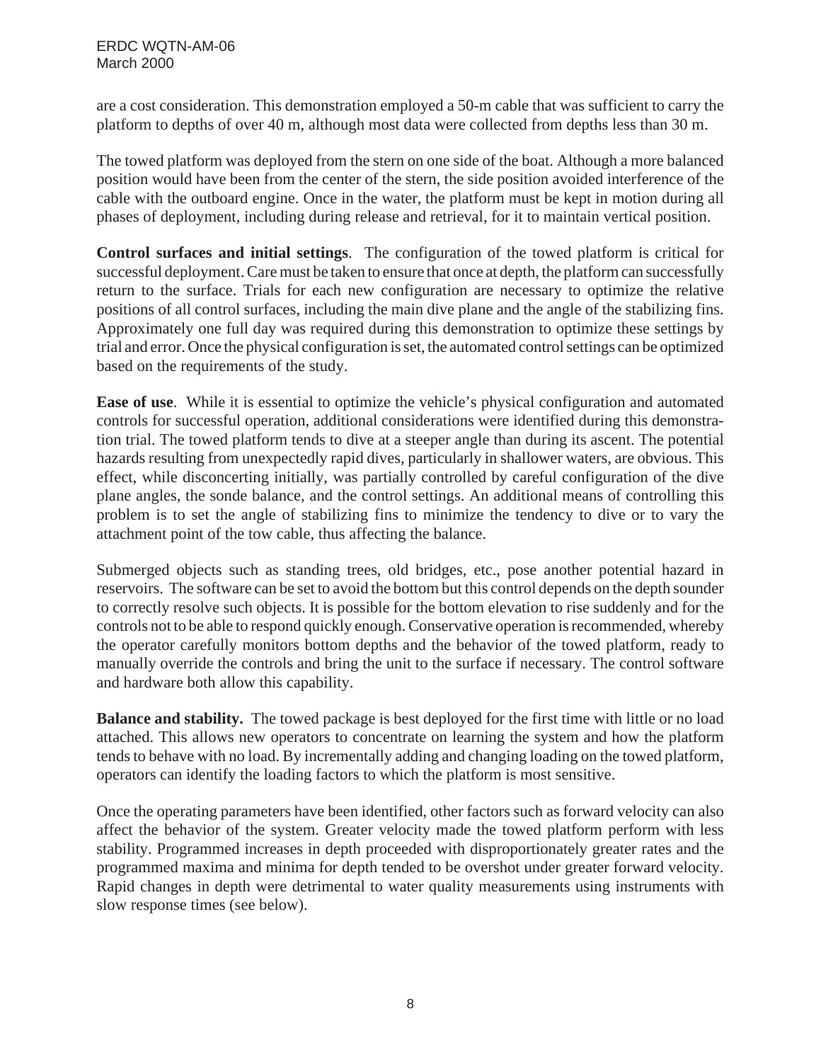are a cost consideration. This demonstration employed a 50-m cable that was sufficient to carry the platform to depths of over 40 m, although most data were collected from depths less than 30 m.

The towed platform was deployed from the stern on one side of the boat. Although a more balanced position would have been from the center of the stern, the side position avoided interference of the cable with the outboard engine. Once in the water, the platform must be kept in motion during all phases of deployment, including during release and retrieval, for it to maintain vertical position.

**Control surfaces and initial settings**. The configuration of the towed platform is critical for successful deployment. Care must be taken to ensure that once at depth, the platform can successfully return to the surface. Trials for each new configuration are necessary to optimize the relative positions of all control surfaces, including the main dive plane and the angle of the stabilizing fins. Approximately one full day was required during this demonstration to optimize these settings by trial and error. Once the physical configuration is set, the automated control settings can be optimized based on the requirements of the study.

**Ease of use**. While it is essential to optimize the vehicle's physical configuration and automated controls for successful operation, additional considerations were identified during this demonstration trial. The towed platform tends to dive at a steeper angle than during its ascent. The potential hazards resulting from unexpectedly rapid dives, particularly in shallower waters, are obvious. This effect, while disconcerting initially, was partially controlled by careful configuration of the dive plane angles, the sonde balance, and the control settings. An additional means of controlling this problem is to set the angle of stabilizing fins to minimize the tendency to dive or to vary the attachment point of the tow cable, thus affecting the balance.

Submerged objects such as standing trees, old bridges, etc., pose another potential hazard in reservoirs. The software can be set to avoid the bottom but this control depends on the depth sounder to correctly resolve such objects. It is possible for the bottom elevation to rise suddenly and for the controls not to be able to respond quickly enough. Conservative operation is recommended, whereby the operator carefully monitors bottom depths and the behavior of the towed platform, ready to manually override the controls and bring the unit to the surface if necessary. The control software and hardware both allow this capability.

**Balance and stability.** The towed package is best deployed for the first time with little or no load attached. This allows new operators to concentrate on learning the system and how the platform tends to behave with no load. By incrementally adding and changing loading on the towed platform, operators can identify the loading factors to which the platform is most sensitive.

Once the operating parameters have been identified, other factors such as forward velocity can also affect the behavior of the system. Greater velocity made the towed platform perform with less stability. Programmed increases in depth proceeded with disproportionately greater rates and the programmed maxima and minima for depth tended to be overshot under greater forward velocity. Rapid changes in depth were detrimental to water quality measurements using instruments with slow response times (see below).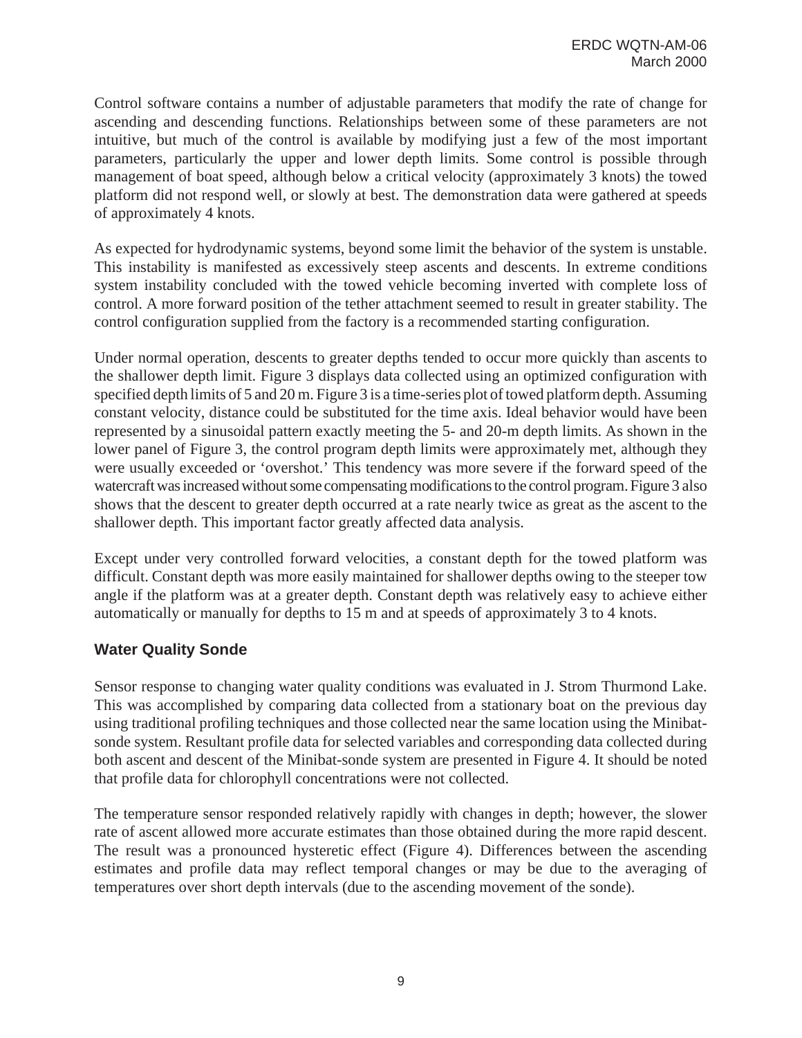Control software contains a number of adjustable parameters that modify the rate of change for ascending and descending functions. Relationships between some of these parameters are not intuitive, but much of the control is available by modifying just a few of the most important parameters, particularly the upper and lower depth limits. Some control is possible through management of boat speed, although below a critical velocity (approximately 3 knots) the towed platform did not respond well, or slowly at best. The demonstration data were gathered at speeds of approximately 4 knots.

As expected for hydrodynamic systems, beyond some limit the behavior of the system is unstable. This instability is manifested as excessively steep ascents and descents. In extreme conditions system instability concluded with the towed vehicle becoming inverted with complete loss of control. A more forward position of the tether attachment seemed to result in greater stability. The control configuration supplied from the factory is a recommended starting configuration.

Under normal operation, descents to greater depths tended to occur more quickly than ascents to the shallower depth limit. Figure 3 displays data collected using an optimized configuration with specified depth limits of 5 and 20 m. Figure 3 is a time-series plot of towed platform depth. Assuming constant velocity, distance could be substituted for the time axis. Ideal behavior would have been represented by a sinusoidal pattern exactly meeting the 5- and 20-m depth limits. As shown in the lower panel of Figure 3, the control program depth limits were approximately met, although they were usually exceeded or 'overshot.' This tendency was more severe if the forward speed of the watercraft was increased without some compensating modifications to the control program. Figure 3 also shows that the descent to greater depth occurred at a rate nearly twice as great as the ascent to the shallower depth. This important factor greatly affected data analysis.

Except under very controlled forward velocities, a constant depth for the towed platform was difficult. Constant depth was more easily maintained for shallower depths owing to the steeper tow angle if the platform was at a greater depth. Constant depth was relatively easy to achieve either automatically or manually for depths to 15 m and at speeds of approximately 3 to 4 knots.

## Water Quality Sonde

Sensor response to changing water quality conditions was evaluated in J. Strom Thurmond Lake. This was accomplished by comparing data collected from a stationary boat on the previous day using traditional profiling techniques and those collected near the same location using the Minibat-sonde system. Resultant profile data for selected variables and corresponding data collected during both ascent and descent of the Minibat-sonde system are presented in Figure 4. It should be noted that profile data for chlorophyll concentrations were not collected.

The temperature sensor responded relatively rapidly with changes in depth; however, the slower rate of ascent allowed more accurate estimates than those obtained during the more rapid descent. The result was a pronounced hysteretic effect (Figure 4). Differences between the ascending estimates and profile data may reflect temporal changes or may be due to the averaging of temperatures over short depth intervals (due to the ascending movement of the sonde).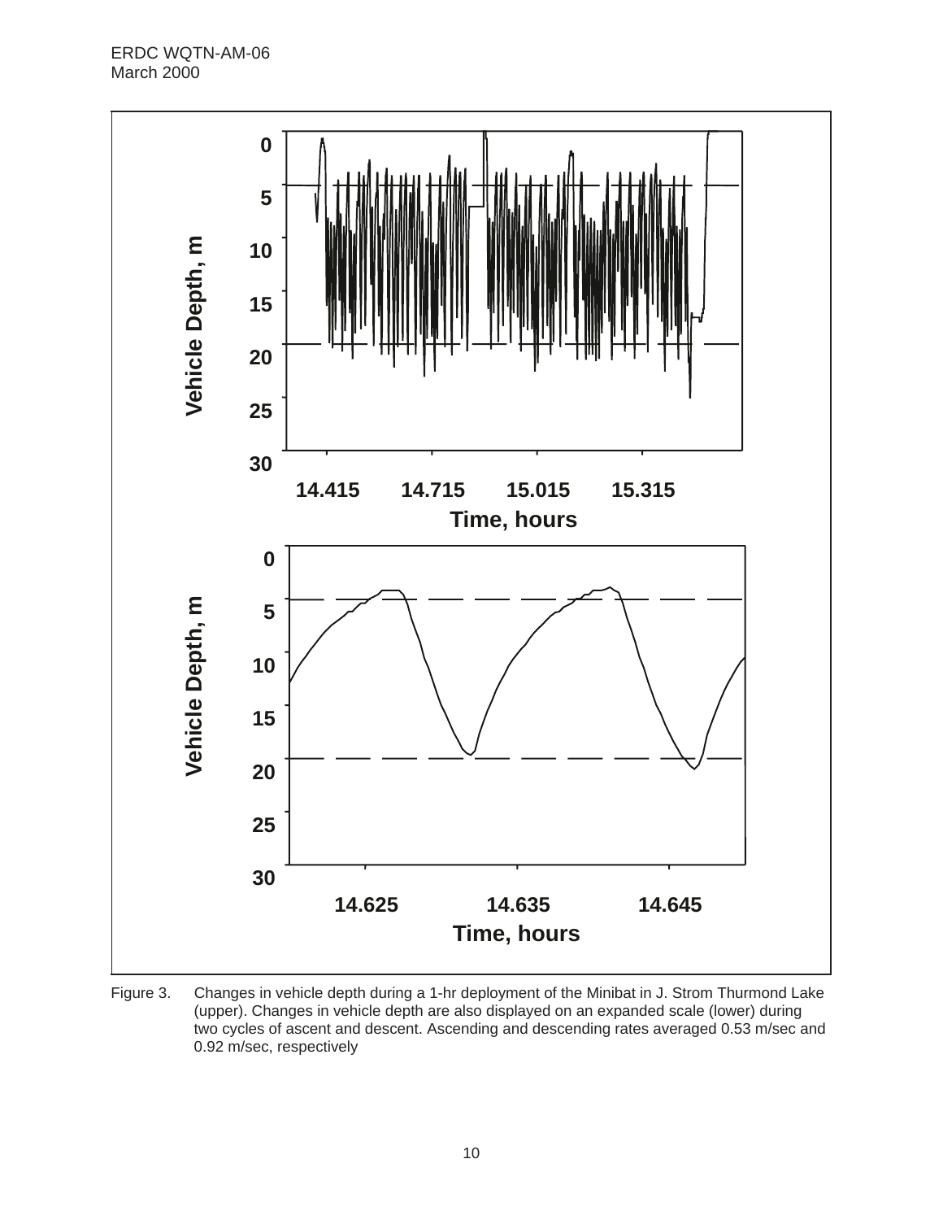Figure 3. Changes in vehicle depth during a 1-hr deployment of the Minibat in J. Strom Thurmond Lake (upper). Changes in vehicle depth are also displayed on an expanded scale (lower) during two cycles of ascent and descent. Ascending and descending rates averaged 0.53 m/sec and 0.92 m/sec, respectively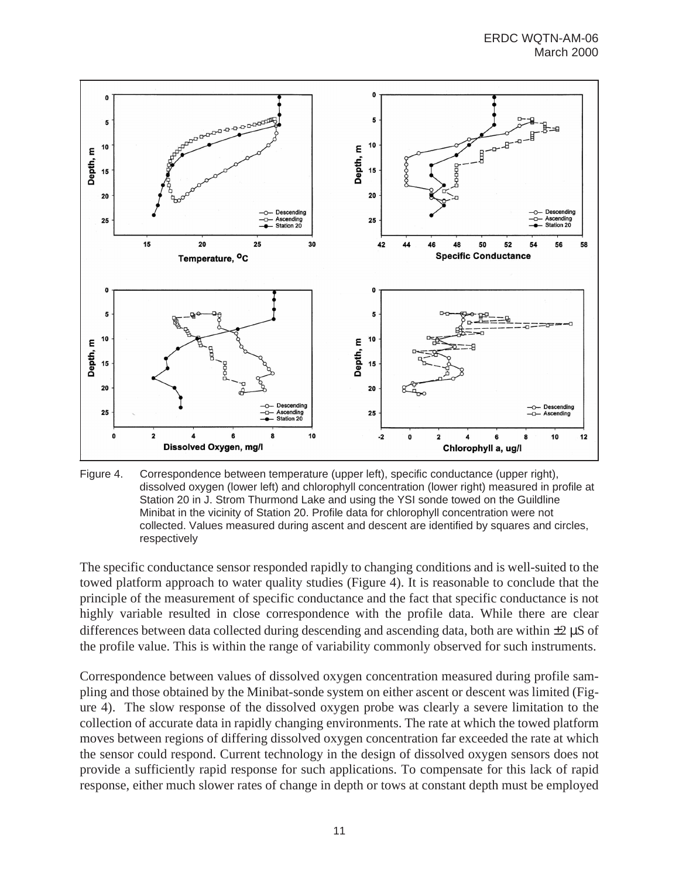Figure 4. Correspondence between temperature (upper left), specific conductance (upper right), dissolved oxygen (lower left) and chlorophyll concentration (lower right) measured in profile at Station 20 in J. Strom Thurmond Lake and using the YSI sonde towed on the Guildline Minibat in the vicinity of Station 20. Profile data for chlorophyll concentration were not collected. Values measured during ascent and descent are identified by squares and circles, respectively

The specific conductance sensor responded rapidly to changing conditions and is well-suited to the towed platform approach to water quality studies (Figure 4). It is reasonable to conclude that the principle of the measurement of specific conductance and the fact that specific conductance is not highly variable resulted in close correspondence with the profile data. While there are clear differences between data collected during descending and ascending data, both are within ±2 µS of the profile value. This is within the range of variability commonly observed for such instruments.

Correspondence between values of dissolved oxygen concentration measured during profile sampling and those obtained by the Minibat-sonde system on either ascent or descent was limited (Figure 4). The slow response of the dissolved oxygen probe was clearly a severe limitation to the collection of accurate data in rapidly changing environments. The rate at which the towed platform moves between regions of differing dissolved oxygen concentration far exceeded the rate at which the sensor could respond. Current technology in the design of dissolved oxygen sensors does not provide a sufficiently rapid response for such applications. To compensate for this lack of rapid response, either much slower rates of change in depth or tows at constant depth must be employed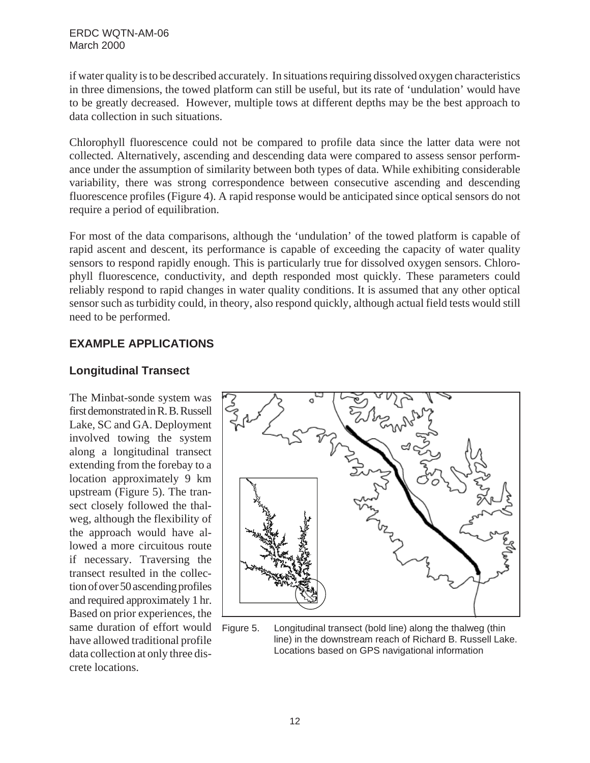if water quality is to be described accurately. In situations requiring dissolved oxygen characteristics in three dimensions, the towed platform can still be useful, but its rate of 'undulation' would have to be greatly decreased. However, multiple tows at different depths may be the best approach to data collection in such situations.

Chlorophyll fluorescence could not be compared to profile data since the latter data were not collected. Alternatively, ascending and descending data were compared to assess sensor performance under the assumption of similarity between both types of data. While exhibiting considerable variability, there was strong correspondence between consecutive ascending and descending fluorescence profiles (Figure 4). A rapid response would be anticipated since optical sensors do not require a period of equilibration.

For most of the data comparisons, although the 'undulation' of the towed platform is capable of rapid ascent and descent, its performance is capable of exceeding the capacity of water quality sensors to respond rapidly enough. This is particularly true for dissolved oxygen sensors. Chlorophyll fluorescence, conductivity, and depth responded most quickly. These parameters could reliably respond to rapid changes in water quality conditions. It is assumed that any other optical sensor such as turbidity could, in theory, also respond quickly, although actual field tests would still need to be performed.

## EXAMPLE APPLICATIONS

### Longitudinal Transect

The Minbat-sonde system was first demonstrated in R. B. Russell Lake, SC and GA. Deployment involved towing the system along a longitudinal transect extending from the forebay to a location approximately 9 km upstream (Figure 5). The transect closely followed the thalweg, although the flexibility of the approach would have allowed a more circuitous route if necessary. Traversing the transect resulted in the collection of over 50 ascending profiles and required approximately 1 hr. Based on prior experiences, the same duration of effort would have allowed traditional profile data collection at only three discrete locations.

Figure 5. Longitudinal transect (bold line) along the thalweg (thin line) in the downstream reach of Richard B. Russell Lake. Locations based on GPS navigational information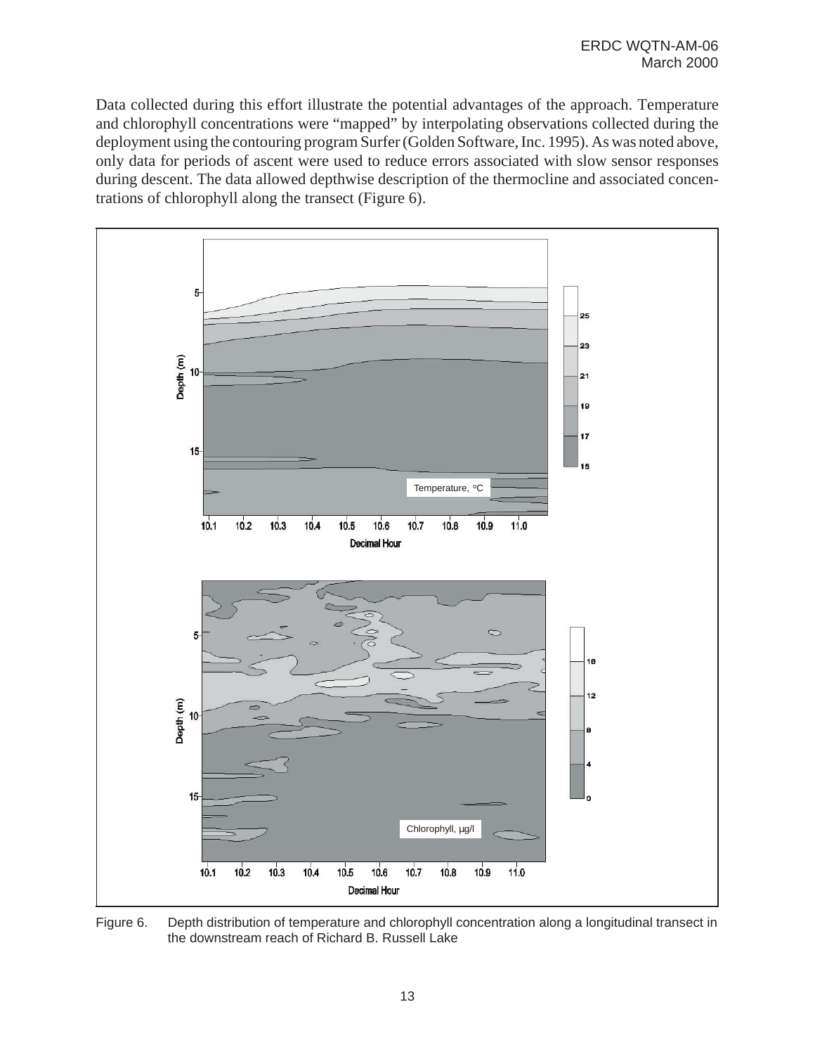Data collected during this effort illustrate the potential advantages of the approach. Temperature and chlorophyll concentrations were "mapped" by interpolating observations collected during the deployment using the contouring program Surfer (Golden Software, Inc. 1995). As was noted above, only data for periods of ascent were used to reduce errors associated with slow sensor responses during descent. The data allowed depthwise description of the thermocline and associated concentrations of chlorophyll along the transect (Figure 6).

Figure 6. Depth distribution of temperature and chlorophyll concentration along a longitudinal transect in the downstream reach of Richard B. Russell Lake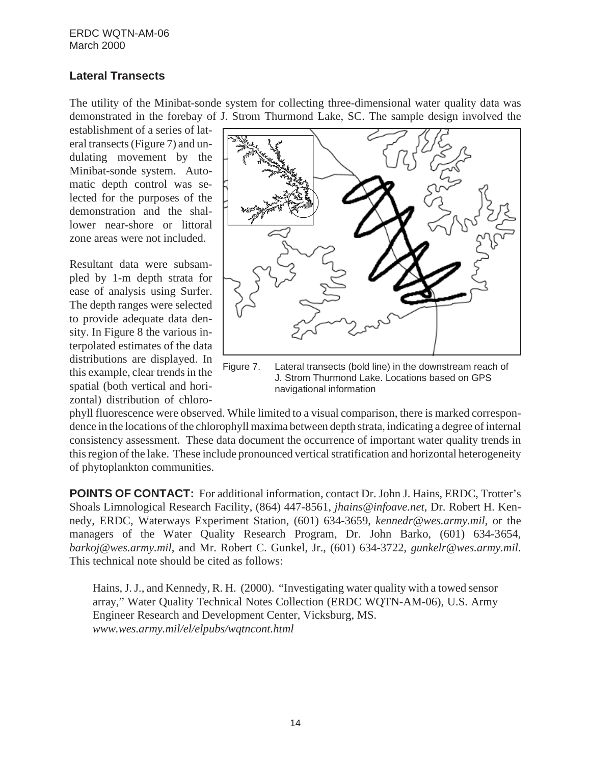## Lateral Transects

The utility of the Minibat-sonde system for collecting three-dimensional water quality data was demonstrated in the forebay of J. Strom Thurmond Lake, SC. The sample design involved the establishment of a series of lateral transects (Figure 7) and undulating movement by the Minibat-sonde system. Automatic depth control was selected for the purposes of the demonstration and the shallower near-shore or littoral zone areas were not included.

Figure 7. Lateral transects (bold line) in the downstream reach of J. Strom Thurmond Lake. Locations based on GPS navigational information

Resultant data were subsampled by 1-m depth strata for ease of analysis using Surfer. The depth ranges were selected to provide adequate data density. In Figure 8 the various interpolated estimates of the data distributions are displayed. In this example, clear trends in the spatial (both vertical and horizontal) distribution of chlorophyll fluorescence were observed. While limited to a visual comparison, there is marked correspondence in the locations of the chlorophyll maxima between depth strata, indicating a degree of internal consistency assessment. These data document the occurrence of important water quality trends in this region of the lake. These include pronounced vertical stratification and horizontal heterogeneity of phytoplankton communities.

**POINTS OF CONTACT:** For additional information, contact Dr. John J. Hains, ERDC, Trotter's Shoals Limnological Research Facility, (864) 447-8561, *jhains@infoave.net*, Dr. Robert H. Kennedy, ERDC, Waterways Experiment Station, (601) 634-3659, *kennedr@wes.army.mil,* or the managers of the Water Quality Research Program, Dr. John Barko, (601) 634-3654, *barkoj@wes.army.mil*, and Mr. Robert C. Gunkel, Jr., (601) 634-3722, *gunkelr@wes.army.mil*. This technical note should be cited as follows:

> Hains, J. J., and Kennedy, R. H. (2000). "Investigating water quality with a towed sensor array," Water Quality Technical Notes Collection (ERDC WQTN-AM-06), U.S. Army Engineer Research and Development Center, Vicksburg, MS. *www.wes.army.mil/el/elpubs/wqtncont.html*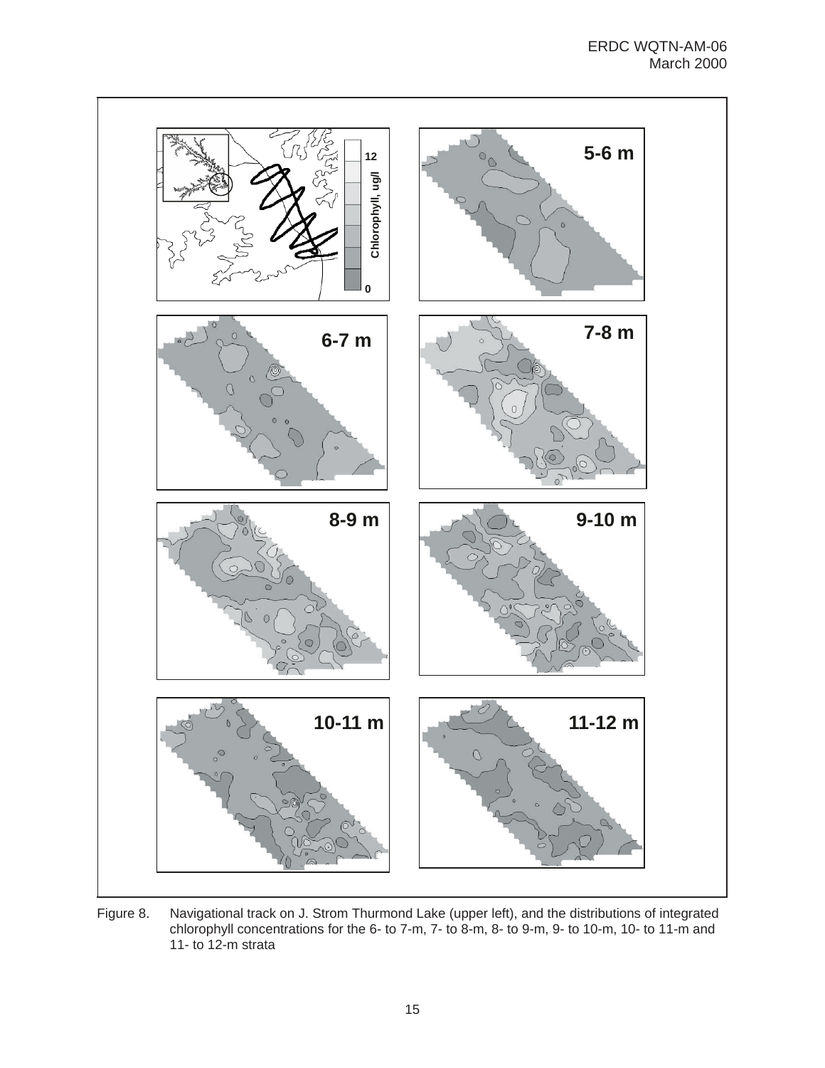Figure 8. Navigational track on J. Strom Thurmond Lake (upper left), and the distributions of integrated chlorophyll concentrations for the 6- to 7-m, 7- to 8-m, 8- to 9-m, 9- to 10-m, 10- to 11-m and 11- to 12-m strata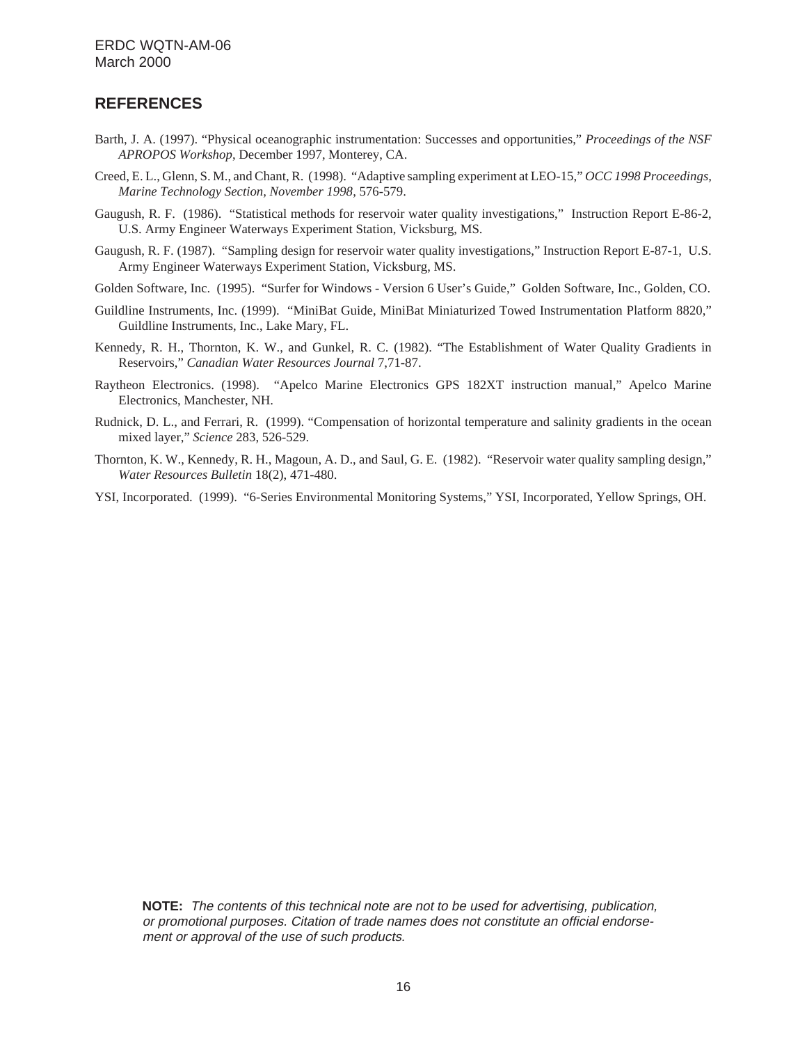## REFERENCES

Barth, J. A. (1997). "Physical oceanographic instrumentation: Successes and opportunities," *Proceedings of the NSF APROPOS Workshop*, December 1997, Monterey, CA.

Creed, E. L., Glenn, S. M., and Chant, R. (1998). "Adaptive sampling experiment at LEO-15," *OCC 1998 Proceedings, Marine Technology Section, November 1998*, 576-579.

Gaugush, R. F. (1986). "Statistical methods for reservoir water quality investigations," Instruction Report E-86-2, U.S. Army Engineer Waterways Experiment Station, Vicksburg, MS.

Gaugush, R. F. (1987). "Sampling design for reservoir water quality investigations," Instruction Report E-87-1, U.S. Army Engineer Waterways Experiment Station, Vicksburg, MS.

Golden Software, Inc. (1995). "Surfer for Windows - Version 6 User's Guide," Golden Software, Inc., Golden, CO.

Guildline Instruments, Inc. (1999). "MiniBat Guide, MiniBat Miniaturized Towed Instrumentation Platform 8820," Guildline Instruments, Inc., Lake Mary, FL.

Kennedy, R. H., Thornton, K. W., and Gunkel, R. C. (1982). "The Establishment of Water Quality Gradients in Reservoirs," *Canadian Water Resources Journal* 7,71-87.

Raytheon Electronics. (1998). "Apelco Marine Electronics GPS 182XT instruction manual," Apelco Marine Electronics, Manchester, NH.

Rudnick, D. L., and Ferrari, R. (1999). "Compensation of horizontal temperature and salinity gradients in the ocean mixed layer," *Science* 283, 526-529.

Thornton, K. W., Kennedy, R. H., Magoun, A. D., and Saul, G. E. (1982). "Reservoir water quality sampling design," *Water Resources Bulletin* 18(2), 471-480.

YSI, Incorporated. (1999). "6-Series Environmental Monitoring Systems," YSI, Incorporated, Yellow Springs, OH.

**NOTE:** *The contents of this technical note are not to be used for advertising, publication, or promotional purposes. Citation of trade names does not constitute an official endorsement or approval of the use of such products.*